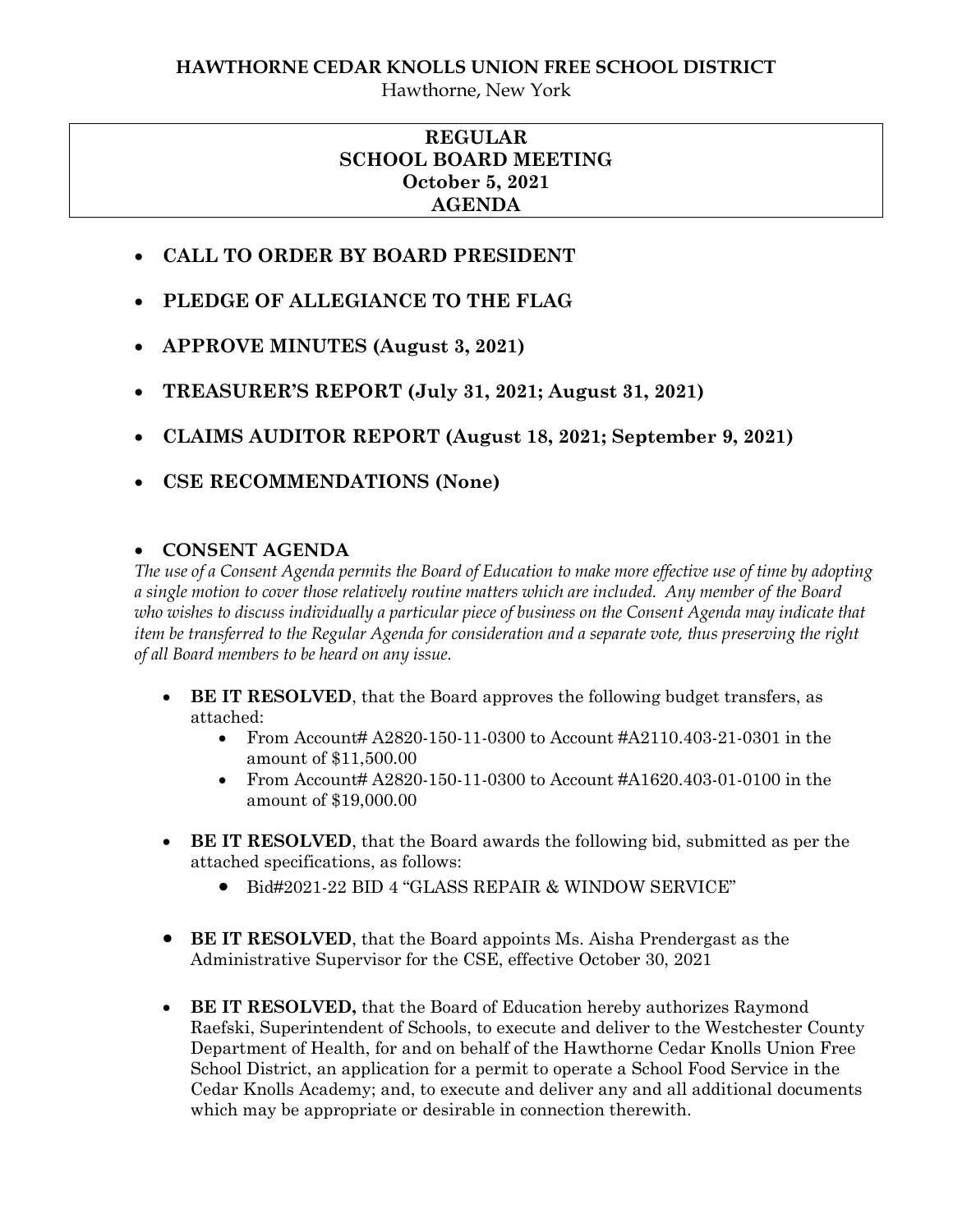**HAWTHORNE CEDAR KNOLLS UNION FREE SCHOOL DISTRICT**

Hawthorne, New York

# REGULAR SCHOOL BOARD MEETING
## October 5, 2021
## AGENDA

- **CALL TO ORDER BY BOARD PRESIDENT**
- **PLEDGE OF ALLEGIANCE TO THE FLAG**
- **APPROVE MINUTES (August 3, 2021)**
- **TREASURER'S REPORT (July 31, 2021; August 31, 2021)**
- **CLAIMS AUDITOR REPORT (August 18, 2021; September 9, 2021)**
- **CSE RECOMMENDATIONS (None)**

- **CONSENT AGENDA**

*The use of a Consent Agenda permits the Board of Education to make more effective use of time by adopting a single motion to cover those relatively routine matters which are included. Any member of the Board who wishes to discuss individually a particular piece of business on the Consent Agenda may indicate that item be transferred to the Regular Agenda for consideration and a separate vote, thus preserving the right of all Board members to be heard on any issue.*

  - **BE IT RESOLVED**, that the Board approves the following budget transfers, as attached:
    - From Account# A2820-150-11-0300 to Account #A2110.403-21-0301 in the amount of $11,500.00
    - From Account# A2820-150-11-0300 to Account #A1620.403-01-0100 in the amount of $19,000.00
  - **BE IT RESOLVED**, that the Board awards the following bid, submitted as per the attached specifications, as follows:
    - Bid#2021-22 BID 4 "GLASS REPAIR & WINDOW SERVICE"
  - **BE IT RESOLVED**, that the Board appoints Ms. Aisha Prendergast as the Administrative Supervisor for the CSE, effective October 30, 2021
  - **BE IT RESOLVED,** that the Board of Education hereby authorizes Raymond Raefski, Superintendent of Schools, to execute and deliver to the Westchester County Department of Health, for and on behalf of the Hawthorne Cedar Knolls Union Free School District, an application for a permit to operate a School Food Service in the Cedar Knolls Academy; and, to execute and deliver any and all additional documents which may be appropriate or desirable in connection therewith.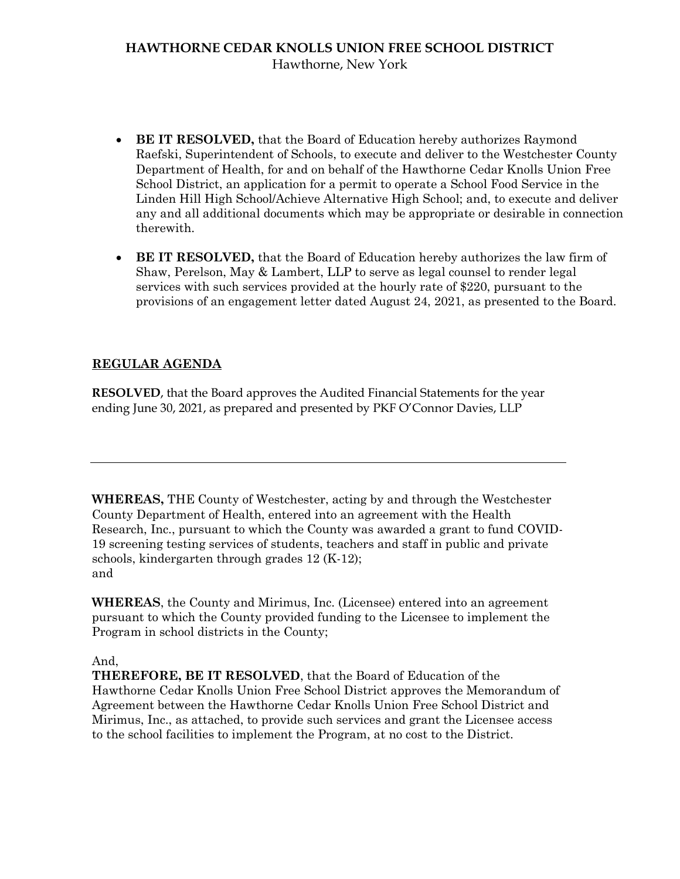- **BE IT RESOLVED,** that the Board of Education hereby authorizes Raymond Raefski, Superintendent of Schools, to execute and deliver to the Westchester County Department of Health, for and on behalf of the Hawthorne Cedar Knolls Union Free School District, an application for a permit to operate a School Food Service in the Linden Hill High School/Achieve Alternative High School; and, to execute and deliver any and all additional documents which may be appropriate or desirable in connection therewith.

- **BE IT RESOLVED,** that the Board of Education hereby authorizes the law firm of Shaw, Perelson, May & Lambert, LLP to serve as legal counsel to render legal services with such services provided at the hourly rate of $220, pursuant to the provisions of an engagement letter dated August 24, 2021, as presented to the Board.

## REGULAR AGENDA

**RESOLVED**, that the Board approves the Audited Financial Statements for the year ending June 30, 2021, as prepared and presented by PKF O'Connor Davies, LLP

---

**WHEREAS,** THE County of Westchester, acting by and through the Westchester County Department of Health, entered into an agreement with the Health Research, Inc., pursuant to which the County was awarded a grant to fund COVID-19 screening testing services of students, teachers and staff in public and private schools, kindergarten through grades 12 (K-12);
and

**WHEREAS**, the County and Mirimus, Inc. (Licensee) entered into an agreement pursuant to which the County provided funding to the Licensee to implement the Program in school districts in the County;

And,
**THEREFORE, BE IT RESOLVED**, that the Board of Education of the Hawthorne Cedar Knolls Union Free School District approves the Memorandum of Agreement between the Hawthorne Cedar Knolls Union Free School District and Mirimus, Inc., as attached, to provide such services and grant the Licensee access to the school facilities to implement the Program, at no cost to the District.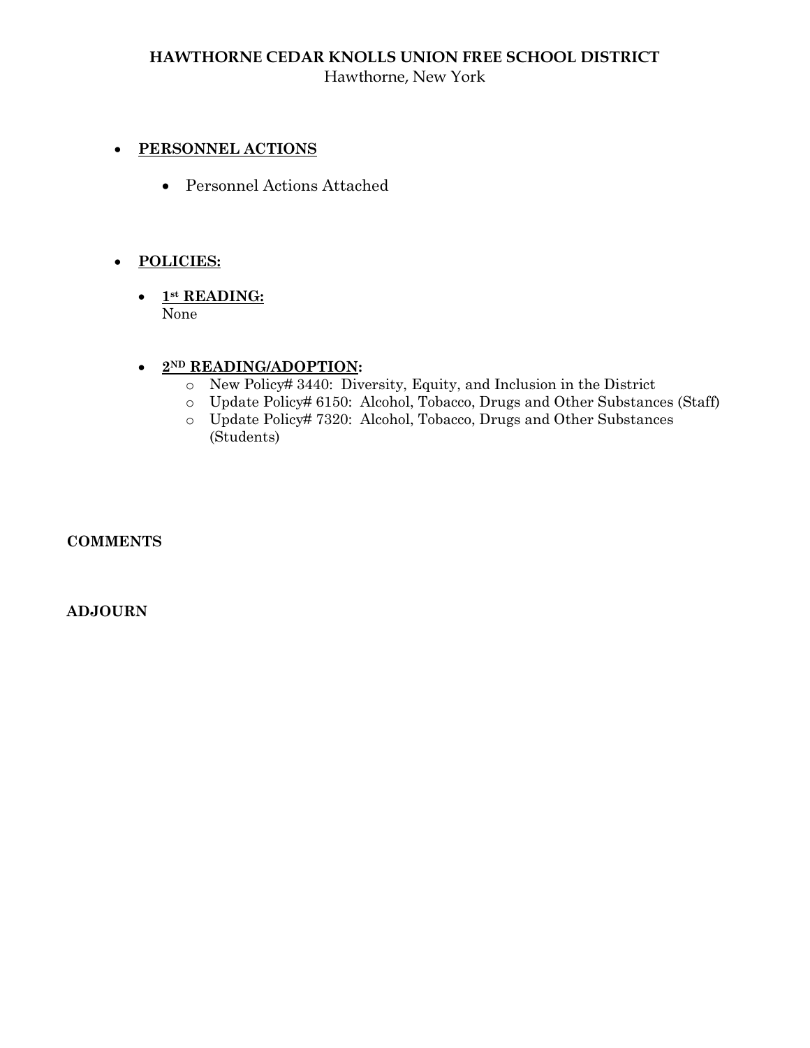**HAWTHORNE CEDAR KNOLLS UNION FREE SCHOOL DISTRICT**
Hawthorne, New York

- **PERSONNEL ACTIONS**
  - Personnel Actions Attached

- **POLICIES:**
  - **1st READING:**
    None

  - **2ND READING/ADOPTION:**
    - New Policy# 3440: Diversity, Equity, and Inclusion in the District
    - Update Policy# 6150: Alcohol, Tobacco, Drugs and Other Substances (Staff)
    - Update Policy# 7320: Alcohol, Tobacco, Drugs and Other Substances (Students)

**COMMENTS**

**ADJOURN**